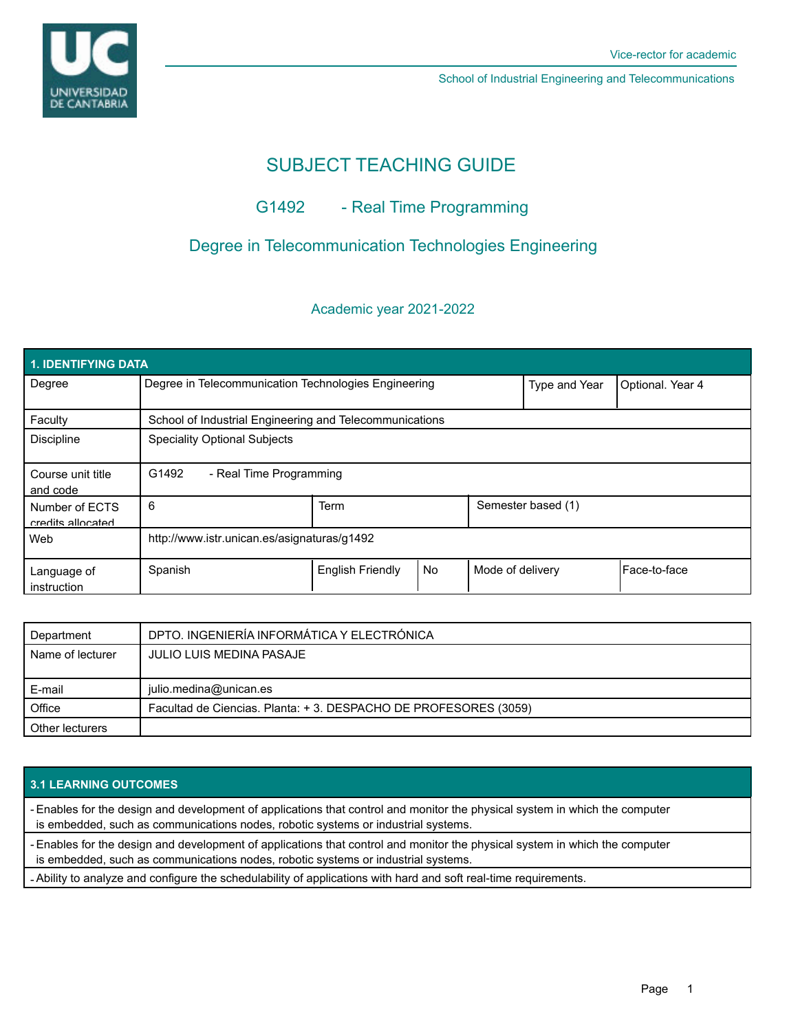Vice-rector for academic

School of Industrial Engineering and Telecommunications

# SUBJECT TEACHING GUIDE

## G1492 - Real Time Programming

## Degree in Telecommunication Technologies Engineering

### Academic year 2021-2022

| 1. IDENTIFYING DATA | | | | | |
|---|---|---|---|---|---|
| Degree | Degree in Telecommunication Technologies Engineering | | | Type and Year | Optional. Year 4 |
| Faculty | School of Industrial Engineering and Telecommunications | | | | |
| Discipline | Speciality Optional Subjects | | | | |
| Course unit title and code | G1492 - Real Time Programming | | | | |
| Number of ECTS credits allocated | 6 | Term | | Semester based (1) | |
| Web | http://www.istr.unican.es/asignaturas/g1492 | | | | |
| Language of instruction | Spanish | English Friendly | No | Mode of delivery | Face-to-face |

| | |
|---|---|
| Department | DPTO. INGENIERÍA INFORMÁTICA Y ELECTRÓNICA |
| Name of lecturer | JULIO LUIS MEDINA PASAJE |
| E-mail | julio.medina@unican.es |
| Office | Facultad de Ciencias. Planta: + 3. DESPACHO DE PROFESORES (3059) |
| Other lecturers | |

| 3.1 LEARNING OUTCOMES |
|---|
| - Enables for the design and development of applications that control and monitor the physical system in which the computer is embedded, such as communications nodes, robotic systems or industrial systems. |
| - Enables for the design and development of applications that control and monitor the physical system in which the computer is embedded, such as communications nodes, robotic systems or industrial systems. |
| - Ability to analyze and configure the schedulability of applications with hard and soft real-time requirements. |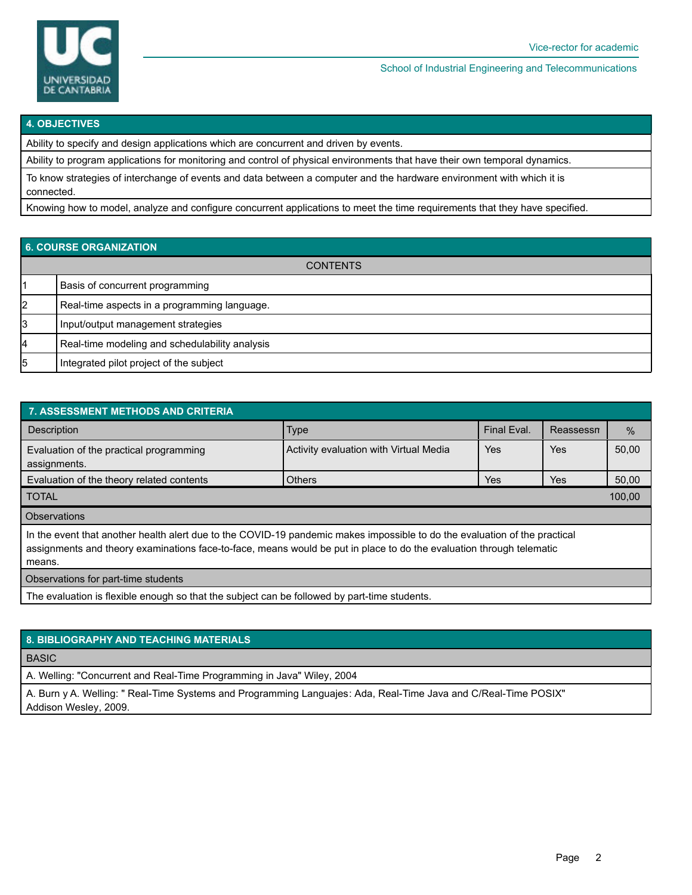## 4. OBJECTIVES

| |
|---|
| Ability to specify and design applications which are concurrent and driven by events. |
| Ability to program applications for monitoring and control of physical environments that have their own temporal dynamics. |
| To know strategies of interchange of events and data between a computer and the hardware environment with which it is connected. |
| Knowing how to model, analyze and configure concurrent applications to meet the time requirements that they have specified. |

## 6. COURSE ORGANIZATION

| | CONTENTS |
|---|---|
| 1 | Basis of concurrent programming |
| 2 | Real-time aspects in a programming language. |
| 3 | Input/output management strategies |
| 4 | Real-time modeling and schedulability analysis |
| 5 | Integrated pilot project of the subject |

## 7. ASSESSMENT METHODS AND CRITERIA

| Description | Type | Final Eval. | Reassessn | % |
|---|---|---|---|---|
| Evaluation of the practical programming assignments. | Activity evaluation with Virtual Media | Yes | Yes | 50,00 |
| Evaluation of the theory related contents | Others | Yes | Yes | 50,00 |
| TOTAL | | | | 100,00 |

**Observations**

In the event that another health alert due to the COVID-19 pandemic makes impossible to do the evaluation of the practical assignments and theory examinations face-to-face, means would be put in place to do the evaluation through telematic means.

**Observations for part-time students**

The evaluation is flexible enough so that the subject can be followed by part-time students.

## 8. BIBLIOGRAPHY AND TEACHING MATERIALS

**BASIC**

A. Welling: "Concurrent and Real-Time Programming in Java" Wiley, 2004

A. Burn y A. Welling: " Real-Time Systems and Programming Languajes: Ada, Real-Time Java and C/Real-Time POSIX" Addison Wesley, 2009.